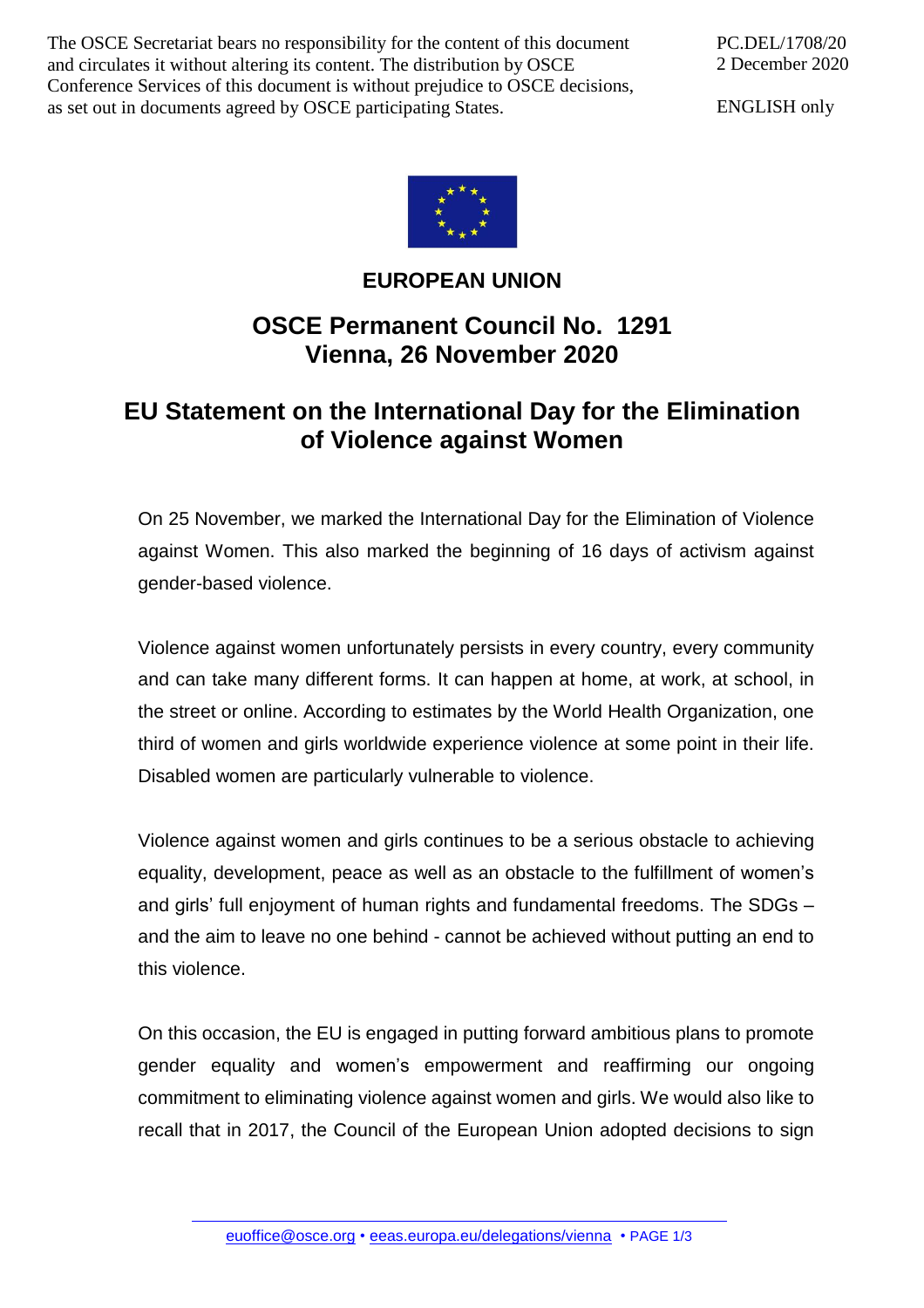The OSCE Secretariat bears no responsibility for the content of this document and circulates it without altering its content. The distribution by OSCE Conference Services of this document is without prejudice to OSCE decisions, as set out in documents agreed by OSCE participating States.

PC.DEL/1708/20
2 December 2020

ENGLISH only

**EUROPEAN UNION**

# OSCE Permanent Council No. 1291
# Vienna, 26 November 2020

## EU Statement on the International Day for the Elimination of Violence against Women

On 25 November, we marked the International Day for the Elimination of Violence against Women. This also marked the beginning of 16 days of activism against gender-based violence.

Violence against women unfortunately persists in every country, every community and can take many different forms. It can happen at home, at work, at school, in the street or online. According to estimates by the World Health Organization, one third of women and girls worldwide experience violence at some point in their life. Disabled women are particularly vulnerable to violence.

Violence against women and girls continues to be a serious obstacle to achieving equality, development, peace as well as an obstacle to the fulfillment of women's and girls' full enjoyment of human rights and fundamental freedoms. The SDGs – and the aim to leave no one behind - cannot be achieved without putting an end to this violence.

On this occasion, the EU is engaged in putting forward ambitious plans to promote gender equality and women's empowerment and reaffirming our ongoing commitment to eliminating violence against women and girls. We would also like to recall that in 2017, the Council of the European Union adopted decisions to sign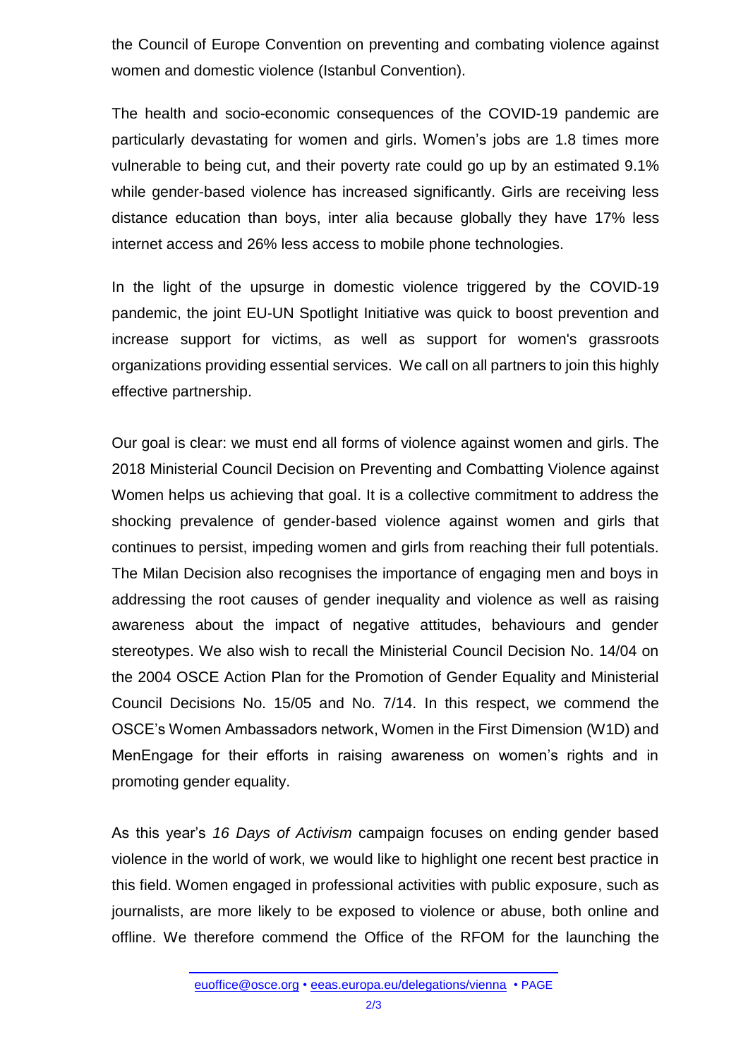the Council of Europe Convention on preventing and combating violence against women and domestic violence (Istanbul Convention).

The health and socio-economic consequences of the COVID-19 pandemic are particularly devastating for women and girls. Women's jobs are 1.8 times more vulnerable to being cut, and their poverty rate could go up by an estimated 9.1% while gender-based violence has increased significantly. Girls are receiving less distance education than boys, inter alia because globally they have 17% less internet access and 26% less access to mobile phone technologies.

In the light of the upsurge in domestic violence triggered by the COVID-19 pandemic, the joint EU-UN Spotlight Initiative was quick to boost prevention and increase support for victims, as well as support for women's grassroots organizations providing essential services. We call on all partners to join this highly effective partnership.

Our goal is clear: we must end all forms of violence against women and girls. The 2018 Ministerial Council Decision on Preventing and Combatting Violence against Women helps us achieving that goal. It is a collective commitment to address the shocking prevalence of gender-based violence against women and girls that continues to persist, impeding women and girls from reaching their full potentials. The Milan Decision also recognises the importance of engaging men and boys in addressing the root causes of gender inequality and violence as well as raising awareness about the impact of negative attitudes, behaviours and gender stereotypes. We also wish to recall the Ministerial Council Decision No. 14/04 on the 2004 OSCE Action Plan for the Promotion of Gender Equality and Ministerial Council Decisions No. 15/05 and No. 7/14. In this respect, we commend the OSCE's Women Ambassadors network, Women in the First Dimension (W1D) and MenEngage for their efforts in raising awareness on women's rights and in promoting gender equality.

As this year's *16 Days of Activism* campaign focuses on ending gender based violence in the world of work, we would like to highlight one recent best practice in this field. Women engaged in professional activities with public exposure, such as journalists, are more likely to be exposed to violence or abuse, both online and offline. We therefore commend the Office of the RFOM for the launching the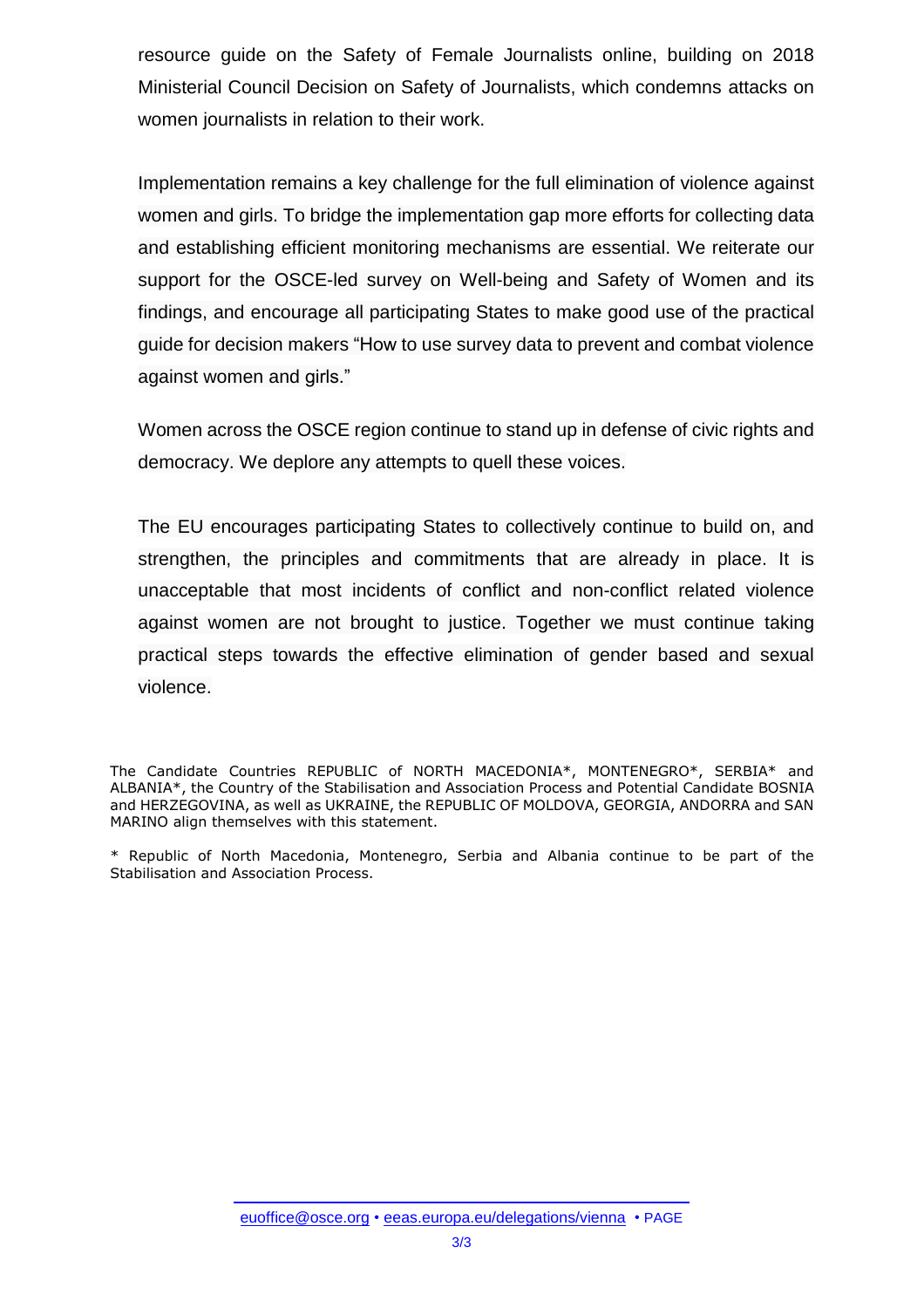resource guide on the Safety of Female Journalists online, building on 2018 Ministerial Council Decision on Safety of Journalists, which condemns attacks on women journalists in relation to their work.

Implementation remains a key challenge for the full elimination of violence against women and girls. To bridge the implementation gap more efforts for collecting data and establishing efficient monitoring mechanisms are essential. We reiterate our support for the OSCE-led survey on Well-being and Safety of Women and its findings, and encourage all participating States to make good use of the practical guide for decision makers "How to use survey data to prevent and combat violence against women and girls."

Women across the OSCE region continue to stand up in defense of civic rights and democracy. We deplore any attempts to quell these voices.

The EU encourages participating States to collectively continue to build on, and strengthen, the principles and commitments that are already in place. It is unacceptable that most incidents of conflict and non-conflict related violence against women are not brought to justice. Together we must continue taking practical steps towards the effective elimination of gender based and sexual violence.

The Candidate Countries REPUBLIC of NORTH MACEDONIA*, MONTENEGRO*, SERBIA* and ALBANIA*, the Country of the Stabilisation and Association Process and Potential Candidate BOSNIA and HERZEGOVINA, as well as UKRAINE, the REPUBLIC OF MOLDOVA, GEORGIA, ANDORRA and SAN MARINO align themselves with this statement.

* Republic of North Macedonia, Montenegro, Serbia and Albania continue to be part of the Stabilisation and Association Process.